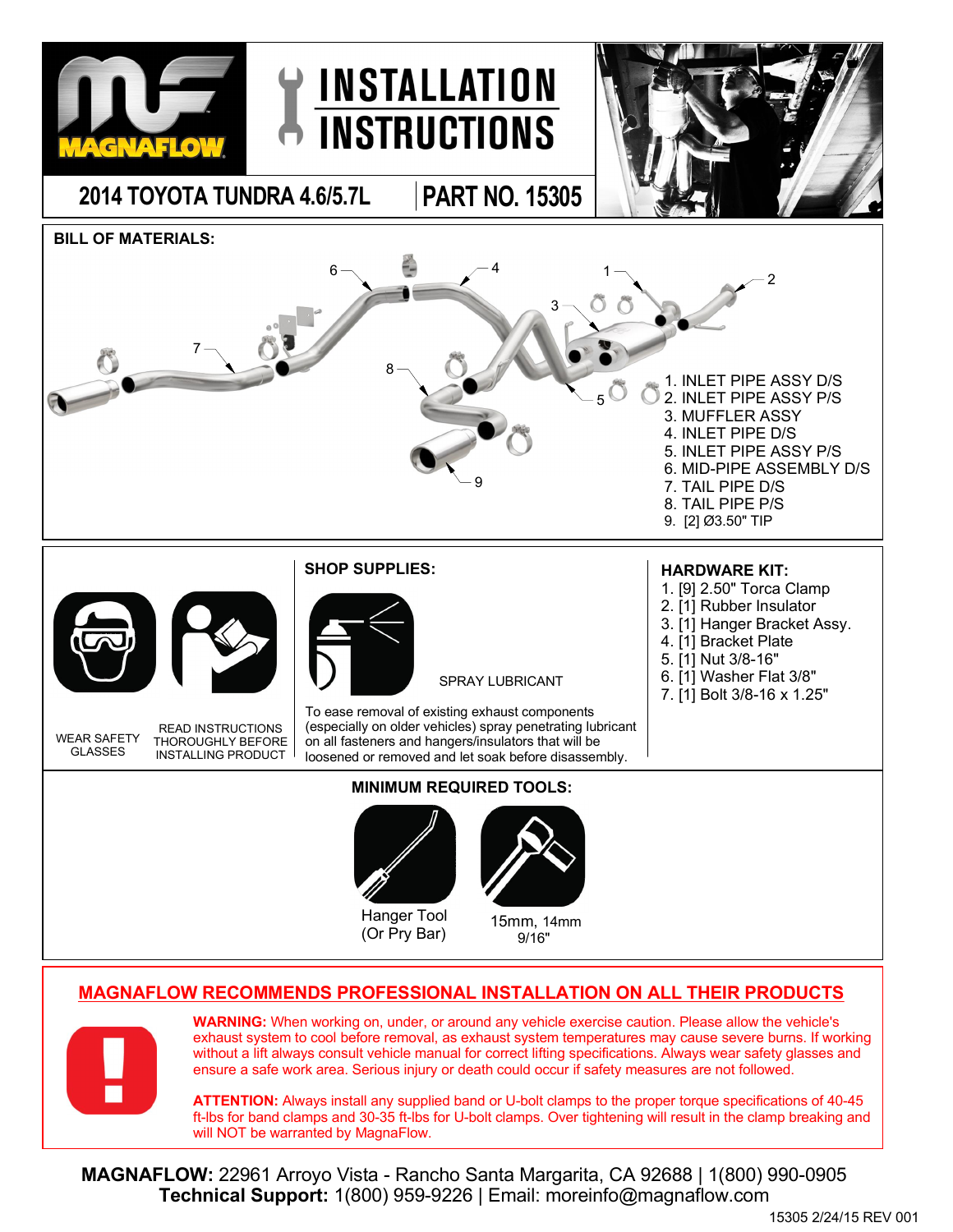# INSTALLATION INSTRUCTIONS

## 2014 TOYOTA TUNDRA 4.6/5.7L | PART NO. 15305

### BILL OF MATERIALS:

1. INLET PIPE ASSY D/S
2. INLET PIPE ASSY P/S
3. MUFFLER ASSY
4. INLET PIPE D/S
5. INLET PIPE ASSY P/S
6. MID-PIPE ASSEMBLY D/S
7. TAIL PIPE D/S
8. TAIL PIPE P/S
9. [2] Ø3.50" TIP

WEAR SAFETY GLASSES

READ INSTRUCTIONS THOROUGHLY BEFORE INSTALLING PRODUCT

### SHOP SUPPLIES:

SPRAY LUBRICANT

To ease removal of existing exhaust components (especially on older vehicles) spray penetrating lubricant on all fasteners and hangers/insulators that will be loosened or removed and let soak before disassembly.

### HARDWARE KIT:

1. [9] 2.50" Torca Clamp
2. [1] Rubber Insulator
3. [1] Hanger Bracket Assy.
4. [1] Bracket Plate
5. [1] Nut 3/8-16"
6. [1] Washer Flat 3/8"
7. [1] Bolt 3/8-16 x 1.25"

### MINIMUM REQUIRED TOOLS:

Hanger Tool (Or Pry Bar)

15mm, 14mm 9/16"

## MAGNAFLOW RECOMMENDS PROFESSIONAL INSTALLATION ON ALL THEIR PRODUCTS

**WARNING:** When working on, under, or around any vehicle exercise caution. Please allow the vehicle's exhaust system to cool before removal, as exhaust system temperatures may cause severe burns. If working without a lift always consult vehicle manual for correct lifting specifications. Always wear safety glasses and ensure a safe work area. Serious injury or death could occur if safety measures are not followed.

**ATTENTION:** Always install any supplied band or U-bolt clamps to the proper torque specifications of 40-45 ft-lbs for band clamps and 30-35 ft-lbs for U-bolt clamps. Over tightening will result in the clamp breaking and will NOT be warranted by MagnaFlow.

**MAGNAFLOW:** 22961 Arroyo Vista - Rancho Santa Margarita, CA 92688 | 1(800) 990-0905
**Technical Support:** 1(800) 959-9226 | Email: moreinfo@magnaflow.com

15305 2/24/15 REV 001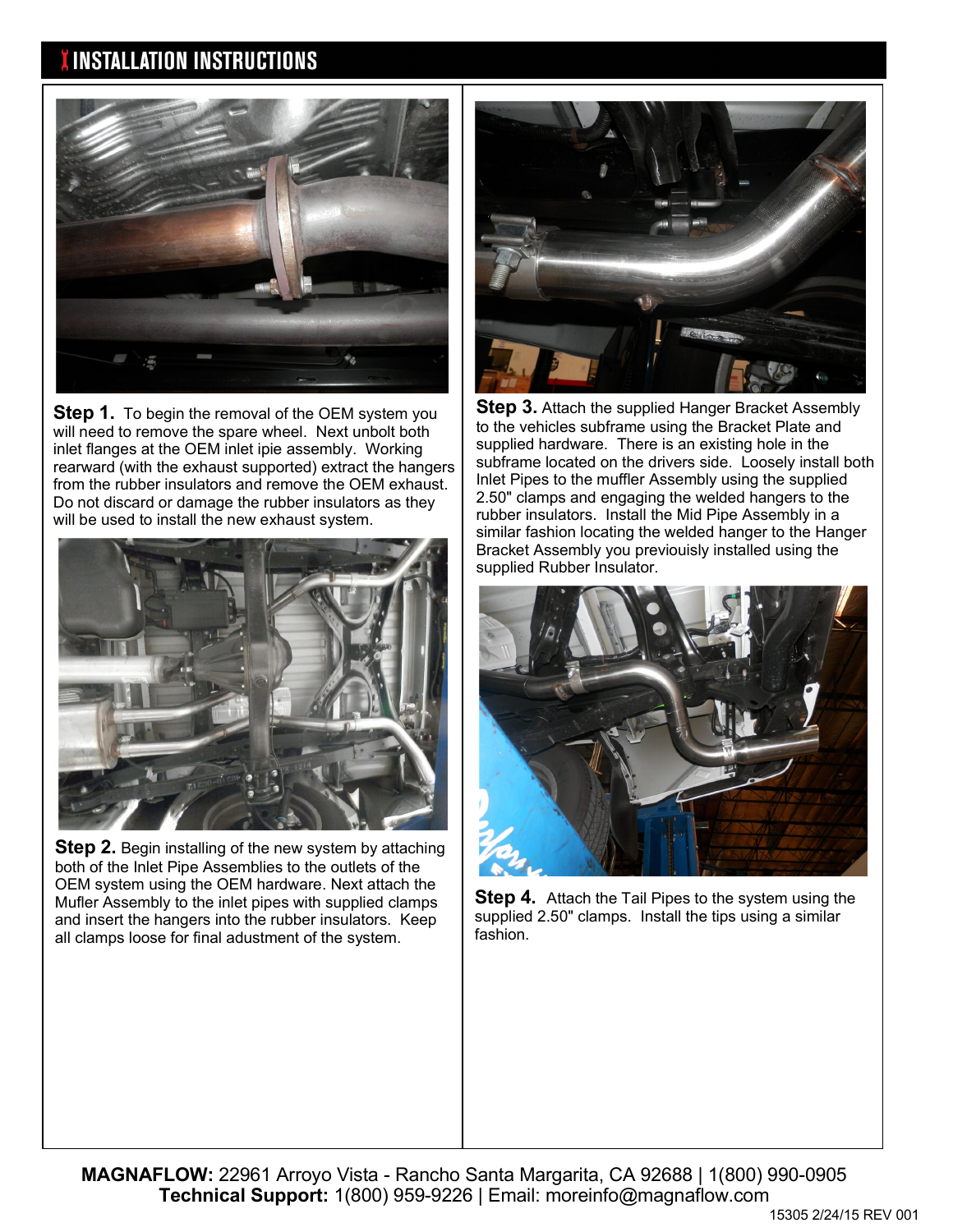# INSTALLATION INSTRUCTIONS

**Step 1.** To begin the removal of the OEM system you will need to remove the spare wheel. Next unbolt both inlet flanges at the OEM inlet ipie assembly. Working rearward (with the exhaust supported) extract the hangers from the rubber insulators and remove the OEM exhaust. Do not discard or damage the rubber insulators as they will be used to install the new exhaust system.

**Step 2.** Begin installing of the new system by attaching both of the Inlet Pipe Assemblies to the outlets of the OEM system using the OEM hardware. Next attach the Mufler Assembly to the inlet pipes with supplied clamps and insert the hangers into the rubber insulators. Keep all clamps loose for final adustment of the system.

**Step 3.** Attach the supplied Hanger Bracket Assembly to the vehicles subframe using the Bracket Plate and supplied hardware. There is an existing hole in the subframe located on the drivers side. Loosely install both Inlet Pipes to the muffler Assembly using the supplied 2.50" clamps and engaging the welded hangers to the rubber insulators. Install the Mid Pipe Assembly in a similar fashion locating the welded hanger to the Hanger Bracket Assembly you previouisly installed using the supplied Rubber Insulator.

**Step 4.** Attach the Tail Pipes to the system using the supplied 2.50" clamps. Install the tips using a similar fashion.

**MAGNAFLOW:** 22961 Arroyo Vista - Rancho Santa Margarita, CA 92688 | 1(800) 990-0905
**Technical Support:** 1(800) 959-9226 | Email: moreinfo@magnaflow.com

15305 2/24/15 REV 001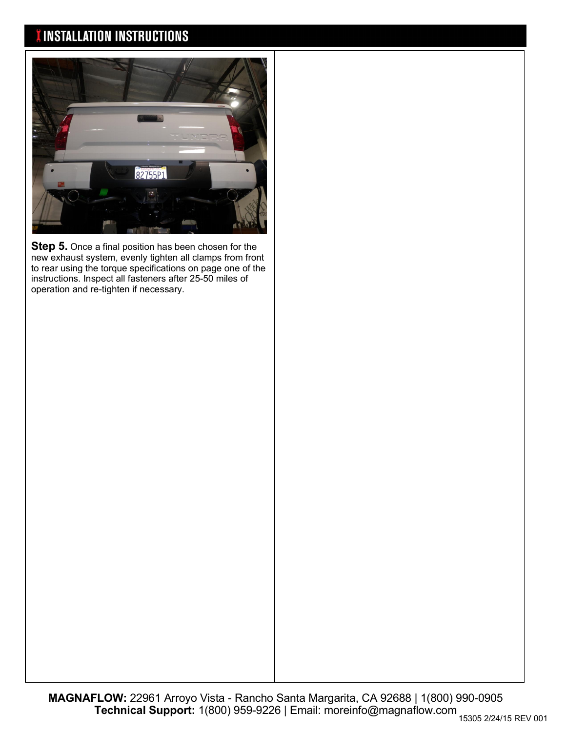**Step 5.** Once a final position has been chosen for the new exhaust system, evenly tighten all clamps from front to rear using the torque specifications on page one of the instructions. Inspect all fasteners after 25-50 miles of operation and re-tighten if necessary.